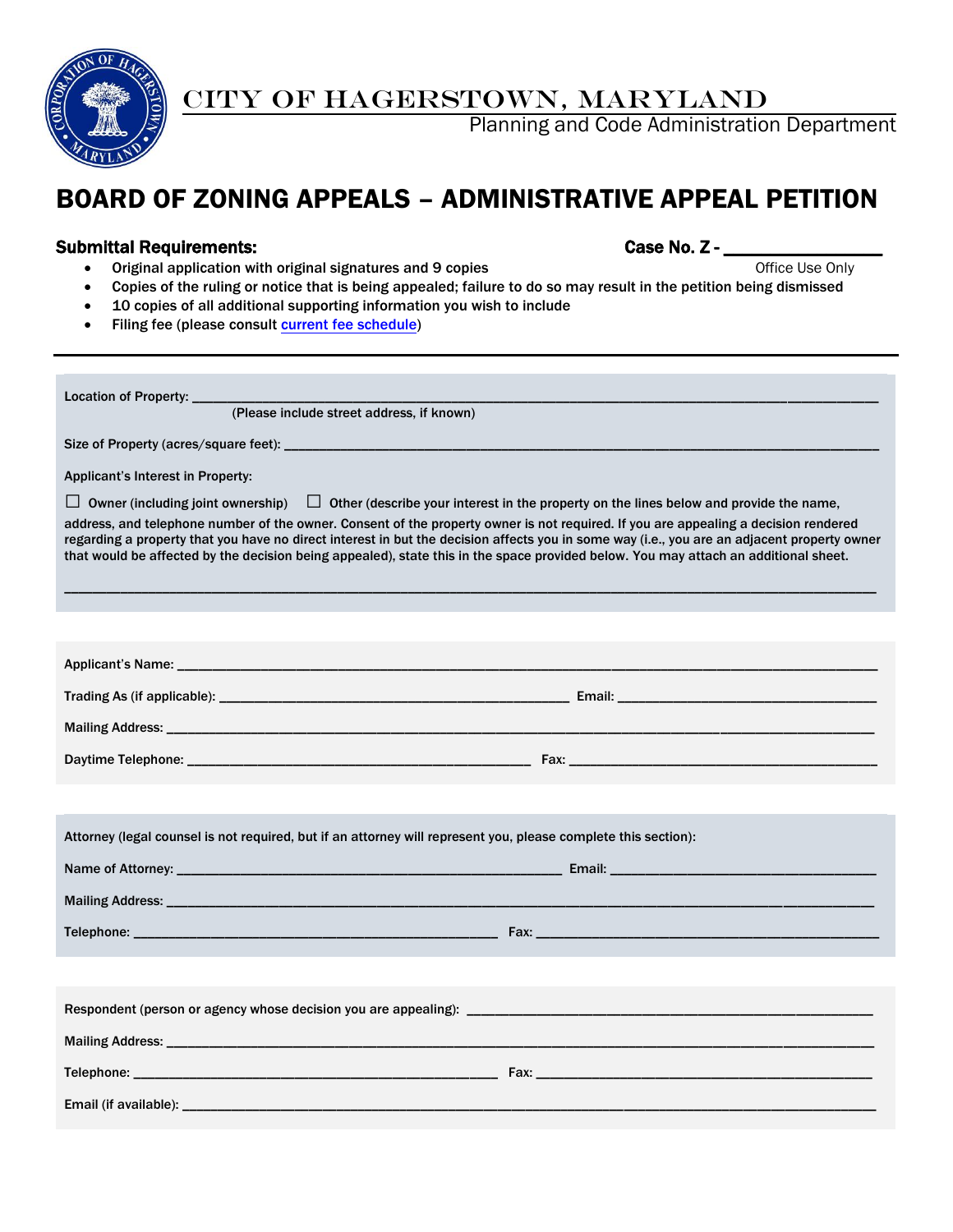# CITY OF HAGERSTOWN, MARYLAND

Planning and Code Administration Department

## BOARD OF ZONING APPEALS – ADMINISTRATIVE APPEAL PETITION

**Submittal Requirements:** **Case No. Z - ________________**

Office Use Only

- Original application with original signatures and 9 copies
- Copies of the ruling or notice that is being appealed; failure to do so may result in the petition being dismissed
- 10 copies of all additional supporting information you wish to include
- Filing fee (please consult current fee schedule)

---

Location of Property: ____________________________________________________________

(Please include street address, if known)

Size of Property (acres/square feet): ____________________________________________________________

Applicant's Interest in Property:

☐ Owner (including joint ownership) ☐ Other (describe your interest in the property on the lines below and provide the name, address, and telephone number of the owner. Consent of the property owner is not required. If you are appealing a decision rendered regarding a property that you have no direct interest in but the decision affects you in some way (i.e., you are an adjacent property owner that would be affected by the decision being appealed), state this in the space provided below. You may attach an additional sheet.

____________________________________________________________

Applicant's Name: ____________________________________________________________

Trading As (if applicable): ______________________________ Email: ______________________________

Mailing Address: ____________________________________________________________

Daytime Telephone: ______________________________ Fax: ______________________________

Attorney (legal counsel is not required, but if an attorney will represent you, please complete this section):

Name of Attorney: ______________________________ Email: ______________________________

Mailing Address: ____________________________________________________________

Telephone: ______________________________ Fax: ______________________________

Respondent (person or agency whose decision you are appealing): ______________________________

Mailing Address: ____________________________________________________________

Telephone: ______________________________ Fax: ______________________________

Email (if available): ____________________________________________________________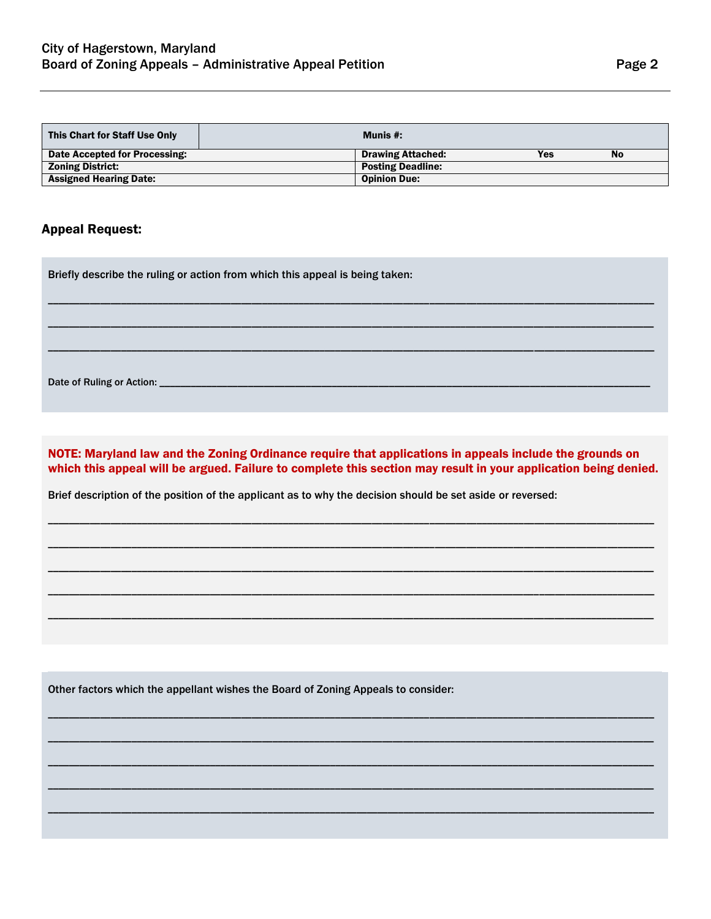| This Chart for Staff Use Only | | Munis #: | | |
|---|---|---|---|---|
| Date Accepted for Processing: | | Drawing Attached: | Yes | No |
| Zoning District: | | Posting Deadline: | | |
| Assigned Hearing Date: | | Opinion Due: | | |

## Appeal Request:

Briefly describe the ruling or action from which this appeal is being taken:

\_\_\_\_\_\_\_\_\_\_\_\_\_\_\_\_\_\_\_\_\_\_\_\_\_\_\_\_\_\_\_\_\_\_\_\_\_\_\_\_\_\_\_\_\_\_\_\_\_\_\_\_\_\_\_\_\_\_\_\_\_\_\_\_\_\_\_\_\_\_\_\_\_\_\_\_\_\_

\_\_\_\_\_\_\_\_\_\_\_\_\_\_\_\_\_\_\_\_\_\_\_\_\_\_\_\_\_\_\_\_\_\_\_\_\_\_\_\_\_\_\_\_\_\_\_\_\_\_\_\_\_\_\_\_\_\_\_\_\_\_\_\_\_\_\_\_\_\_\_\_\_\_\_\_\_\_

\_\_\_\_\_\_\_\_\_\_\_\_\_\_\_\_\_\_\_\_\_\_\_\_\_\_\_\_\_\_\_\_\_\_\_\_\_\_\_\_\_\_\_\_\_\_\_\_\_\_\_\_\_\_\_\_\_\_\_\_\_\_\_\_\_\_\_\_\_\_\_\_\_\_\_\_\_\_

Date of Ruling or Action: \_\_\_\_\_\_\_\_\_\_\_\_\_\_\_\_\_\_\_\_\_\_\_\_\_\_\_\_\_\_\_\_\_\_\_\_\_\_\_\_\_\_\_\_\_\_\_\_\_\_\_\_\_\_\_\_\_\_\_\_\_\_\_\_\_\_

**NOTE: Maryland law and the Zoning Ordinance require that applications in appeals include the grounds on which this appeal will be argued. Failure to complete this section may result in your application being denied.**

Brief description of the position of the applicant as to why the decision should be set aside or reversed:

\_\_\_\_\_\_\_\_\_\_\_\_\_\_\_\_\_\_\_\_\_\_\_\_\_\_\_\_\_\_\_\_\_\_\_\_\_\_\_\_\_\_\_\_\_\_\_\_\_\_\_\_\_\_\_\_\_\_\_\_\_\_\_\_\_\_\_\_\_\_\_\_\_\_\_\_\_\_

\_\_\_\_\_\_\_\_\_\_\_\_\_\_\_\_\_\_\_\_\_\_\_\_\_\_\_\_\_\_\_\_\_\_\_\_\_\_\_\_\_\_\_\_\_\_\_\_\_\_\_\_\_\_\_\_\_\_\_\_\_\_\_\_\_\_\_\_\_\_\_\_\_\_\_\_\_\_

\_\_\_\_\_\_\_\_\_\_\_\_\_\_\_\_\_\_\_\_\_\_\_\_\_\_\_\_\_\_\_\_\_\_\_\_\_\_\_\_\_\_\_\_\_\_\_\_\_\_\_\_\_\_\_\_\_\_\_\_\_\_\_\_\_\_\_\_\_\_\_\_\_\_\_\_\_\_

\_\_\_\_\_\_\_\_\_\_\_\_\_\_\_\_\_\_\_\_\_\_\_\_\_\_\_\_\_\_\_\_\_\_\_\_\_\_\_\_\_\_\_\_\_\_\_\_\_\_\_\_\_\_\_\_\_\_\_\_\_\_\_\_\_\_\_\_\_\_\_\_\_\_\_\_\_\_

\_\_\_\_\_\_\_\_\_\_\_\_\_\_\_\_\_\_\_\_\_\_\_\_\_\_\_\_\_\_\_\_\_\_\_\_\_\_\_\_\_\_\_\_\_\_\_\_\_\_\_\_\_\_\_\_\_\_\_\_\_\_\_\_\_\_\_\_\_\_\_\_\_\_\_\_\_\_

Other factors which the appellant wishes the Board of Zoning Appeals to consider:

\_\_\_\_\_\_\_\_\_\_\_\_\_\_\_\_\_\_\_\_\_\_\_\_\_\_\_\_\_\_\_\_\_\_\_\_\_\_\_\_\_\_\_\_\_\_\_\_\_\_\_\_\_\_\_\_\_\_\_\_\_\_\_\_\_\_\_\_\_\_\_\_\_\_\_\_\_\_

\_\_\_\_\_\_\_\_\_\_\_\_\_\_\_\_\_\_\_\_\_\_\_\_\_\_\_\_\_\_\_\_\_\_\_\_\_\_\_\_\_\_\_\_\_\_\_\_\_\_\_\_\_\_\_\_\_\_\_\_\_\_\_\_\_\_\_\_\_\_\_\_\_\_\_\_\_\_

\_\_\_\_\_\_\_\_\_\_\_\_\_\_\_\_\_\_\_\_\_\_\_\_\_\_\_\_\_\_\_\_\_\_\_\_\_\_\_\_\_\_\_\_\_\_\_\_\_\_\_\_\_\_\_\_\_\_\_\_\_\_\_\_\_\_\_\_\_\_\_\_\_\_\_\_\_\_

\_\_\_\_\_\_\_\_\_\_\_\_\_\_\_\_\_\_\_\_\_\_\_\_\_\_\_\_\_\_\_\_\_\_\_\_\_\_\_\_\_\_\_\_\_\_\_\_\_\_\_\_\_\_\_\_\_\_\_\_\_\_\_\_\_\_\_\_\_\_\_\_\_\_\_\_\_\_

\_\_\_\_\_\_\_\_\_\_\_\_\_\_\_\_\_\_\_\_\_\_\_\_\_\_\_\_\_\_\_\_\_\_\_\_\_\_\_\_\_\_\_\_\_\_\_\_\_\_\_\_\_\_\_\_\_\_\_\_\_\_\_\_\_\_\_\_\_\_\_\_\_\_\_\_\_\_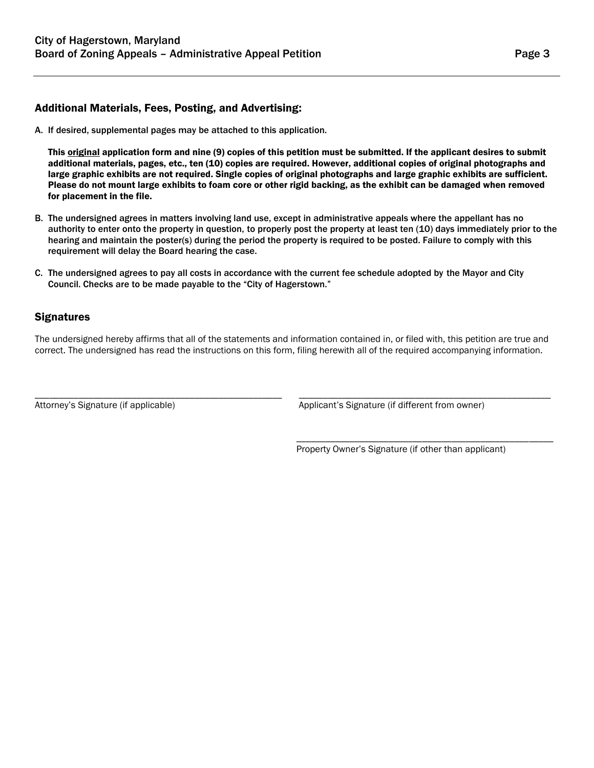## Additional Materials, Fees, Posting, and Advertising:

A. If desired, supplemental pages may be attached to this application.

   **This <u>original</u> application form and nine (9) copies of this petition must be submitted. If the applicant desires to submit additional materials, pages, etc., ten (10) copies are required. However, additional copies of original photographs and large graphic exhibits are not required. Single copies of original photographs and large graphic exhibits are sufficient. Please do not mount large exhibits to foam core or other rigid backing, as the exhibit can be damaged when removed for placement in the file.**

B. The undersigned agrees in matters involving land use, except in administrative appeals where the appellant has no authority to enter onto the property in question, to properly post the property at least ten (10) days immediately prior to the hearing and maintain the poster(s) during the period the property is required to be posted. Failure to comply with this requirement will delay the Board hearing the case.

C. The undersigned agrees to pay all costs in accordance with the current fee schedule adopted by the Mayor and City Council. Checks are to be made payable to the "City of Hagerstown."

## Signatures

The undersigned hereby affirms that all of the statements and information contained in, or filed with, this petition are true and correct. The undersigned has read the instructions on this form, filing herewith all of the required accompanying information.

______________________________________________
Attorney's Signature (if applicable)

______________________________________________
Applicant's Signature (if different from owner)

______________________________________________
Property Owner's Signature (if other than applicant)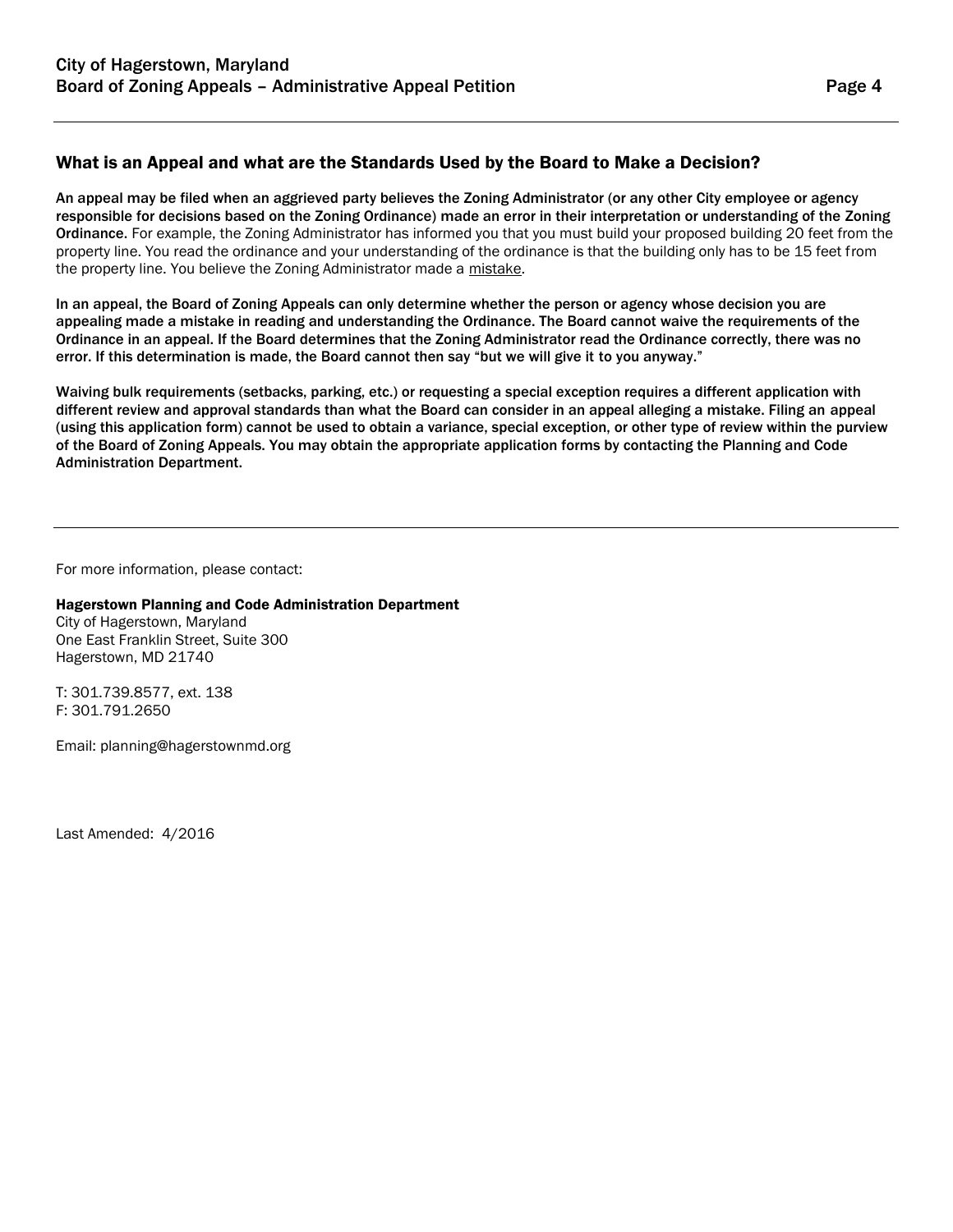## What is an Appeal and what are the Standards Used by the Board to Make a Decision?

**An appeal may be filed when an aggrieved party believes the Zoning Administrator (or any other City employee or agency responsible for decisions based on the Zoning Ordinance) made an error in their interpretation or understanding of the Zoning Ordinance.** For example, the Zoning Administrator has informed you that you must build your proposed building 20 feet from the property line. You read the ordinance and your understanding of the ordinance is that the building only has to be 15 feet from the property line. You believe the Zoning Administrator made a mistake.

**In an appeal, the Board of Zoning Appeals can only determine whether the person or agency whose decision you are appealing made a mistake in reading and understanding the Ordinance. The Board cannot waive the requirements of the Ordinance in an appeal. If the Board determines that the Zoning Administrator read the Ordinance correctly, there was no error. If this determination is made, the Board cannot then say "but we will give it to you anyway."**

**Waiving bulk requirements (setbacks, parking, etc.) or requesting a special exception requires a different application with different review and approval standards than what the Board can consider in an appeal alleging a mistake. Filing an appeal (using this application form) cannot be used to obtain a variance, special exception, or other type of review within the purview of the Board of Zoning Appeals. You may obtain the appropriate application forms by contacting the Planning and Code Administration Department.**

---

For more information, please contact:

**Hagerstown Planning and Code Administration Department**
City of Hagerstown, Maryland
One East Franklin Street, Suite 300
Hagerstown, MD 21740

T: 301.739.8577, ext. 138
F: 301.791.2650

Email: planning@hagerstownmd.org

Last Amended: 4/2016